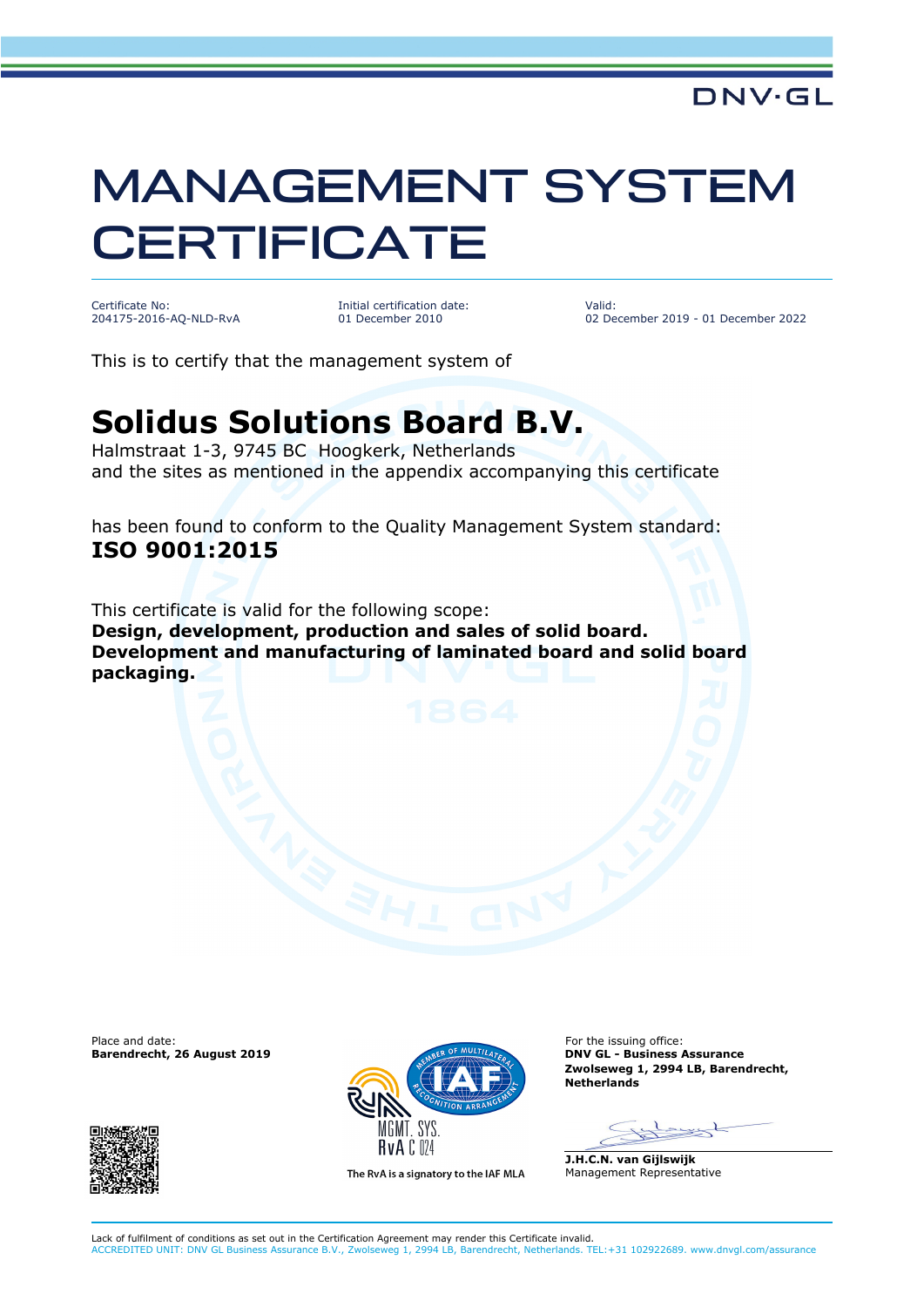DNV·GL

# MANAGEMENT SYSTEM CERTIFICATE

| Certificate No: | Initial certification date: | Valid: |
|---|---|---|
| 204175-2016-AQ-NLD-RvA | 01 December 2010 | 02 December 2019 - 01 December 2022 |

This is to certify that the management system of

## Solidus Solutions Board B.V.

Halmstraat 1-3, 9745 BC Hoogkerk, Netherlands
and the sites as mentioned in the appendix accompanying this certificate

has been found to conform to the Quality Management System standard:
**ISO 9001:2015**

This certificate is valid for the following scope:
**Design, development, production and sales of solid board. Development and manufacturing of laminated board and solid board packaging.**

Place and date:
**Barendrecht, 26 August 2019**

MGMT. SYS.
RvA C 024

The RvA is a signatory to the IAF MLA

For the issuing office:
**DNV GL - Business Assurance**
**Zwolseweg 1, 2994 LB, Barendrecht, Netherlands**

**J.H.C.N. van Gijlswijk**
Management Representative

Lack of fulfilment of conditions as set out in the Certification Agreement may render this Certificate invalid.
ACCREDITED UNIT: DNV GL Business Assurance B.V., Zwolseweg 1, 2994 LB, Barendrecht, Netherlands. TEL:+31 102922689. www.dnvgl.com/assurance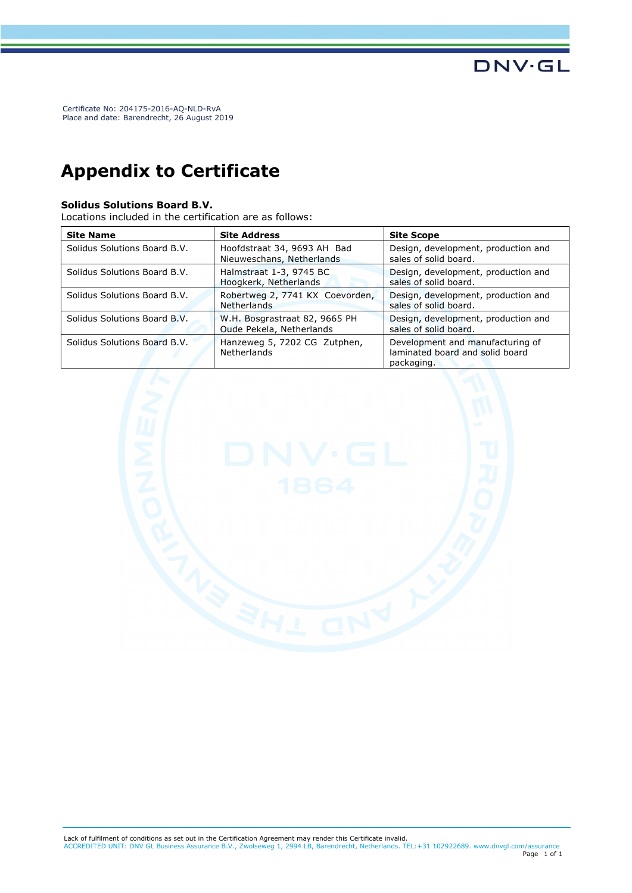Certificate No: 204175-2016-AQ-NLD-RvA
Place and date: Barendrecht, 26 August 2019

# Appendix to Certificate

**Solidus Solutions Board B.V.**
Locations included in the certification are as follows:

| Site Name | Site Address | Site Scope |
|---|---|---|
| Solidus Solutions Board B.V. | Hoofdstraat 34, 9693 AH Bad Nieuweschans, Netherlands | Design, development, production and sales of solid board. |
| Solidus Solutions Board B.V. | Halmstraat 1-3, 9745 BC Hoogkerk, Netherlands | Design, development, production and sales of solid board. |
| Solidus Solutions Board B.V. | Robertweg 2, 7741 KX Coevorden, Netherlands | Design, development, production and sales of solid board. |
| Solidus Solutions Board B.V. | W.H. Bosgrastraat 82, 9665 PH Oude Pekela, Netherlands | Design, development, production and sales of solid board. |
| Solidus Solutions Board B.V. | Hanzeweg 5, 7202 CG Zutphen, Netherlands | Development and manufacturing of laminated board and solid board packaging. |

Lack of fulfilment of conditions as set out in the Certification Agreement may render this Certificate invalid.
ACCREDITED UNIT: DNV GL Business Assurance B.V., Zwolseweg 1, 2994 LB, Barendrecht, Netherlands. TEL:+31 102922689. www.dnvgl.com/assurance